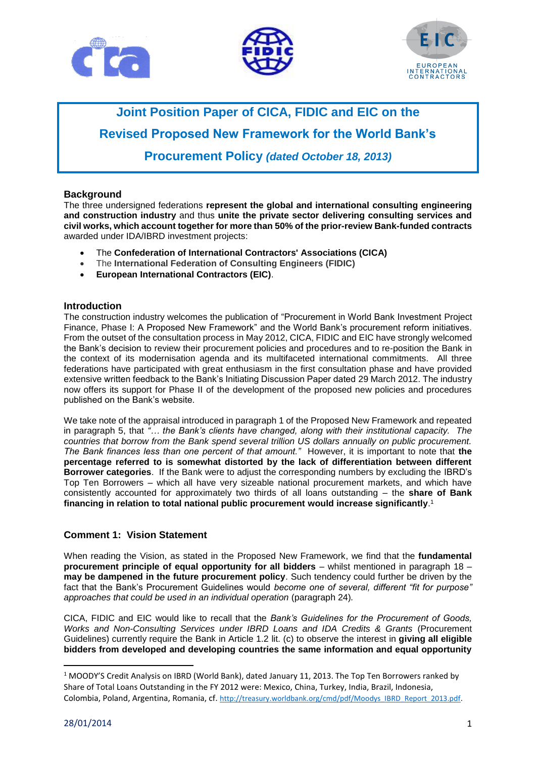# Joint Position Paper of CICA, FIDIC and EIC on the Revised Proposed New Framework for the World Bank's Procurement Policy *(dated October 18, 2013)*

## Background

The three undersigned federations **represent the global and international consulting engineering and construction industry** and thus **unite the private sector delivering consulting services and civil works, which account together for more than 50% of the prior-review Bank-funded contracts** awarded under IDA/IBRD investment projects:

- The **Confederation of International Contractors' Associations (CICA)**
- The **International Federation of Consulting Engineers (FIDIC)**
- **European International Contractors (EIC)**.

## Introduction

The construction industry welcomes the publication of "Procurement in World Bank Investment Project Finance, Phase I: A Proposed New Framework" and the World Bank's procurement reform initiatives. From the outset of the consultation process in May 2012, CICA, FIDIC and EIC have strongly welcomed the Bank's decision to review their procurement policies and procedures and to re-position the Bank in the context of its modernisation agenda and its multifaceted international commitments. All three federations have participated with great enthusiasm in the first consultation phase and have provided extensive written feedback to the Bank's Initiating Discussion Paper dated 29 March 2012. The industry now offers its support for Phase II of the development of the proposed new policies and procedures published on the Bank's website.

We take note of the appraisal introduced in paragraph 1 of the Proposed New Framework and repeated in paragraph 5, that *"… the Bank's clients have changed, along with their institutional capacity. The countries that borrow from the Bank spend several trillion US dollars annually on public procurement. The Bank finances less than one percent of that amount."* However, it is important to note that **the percentage referred to is somewhat distorted by the lack of differentiation between different Borrower categories**. If the Bank were to adjust the corresponding numbers by excluding the IBRD's Top Ten Borrowers – which all have very sizeable national procurement markets, and which have consistently accounted for approximately two thirds of all loans outstanding – the **share of Bank financing in relation to total national public procurement would increase significantly**.[1]

## Comment 1: Vision Statement

When reading the Vision, as stated in the Proposed New Framework, we find that the **fundamental procurement principle of equal opportunity for all bidders** – whilst mentioned in paragraph 18 – **may be dampened in the future procurement policy**. Such tendency could further be driven by the fact that the Bank's Procurement Guidelines would *become one of several, different "fit for purpose" approaches that could be used in an individual operation* (paragraph 24).

CICA, FIDIC and EIC would like to recall that the *Bank's Guidelines for the Procurement of Goods, Works and Non-Consulting Services under IBRD Loans and IDA Credits & Grants* (Procurement Guidelines) currently require the Bank in Article 1.2 lit. (c) to observe the interest in **giving all eligible bidders from developed and developing countries the same information and equal opportunity**

---

[1] MOODY'S Credit Analysis on IBRD (World Bank), dated January 11, 2013. The Top Ten Borrowers ranked by Share of Total Loans Outstanding in the FY 2012 were: Mexico, China, Turkey, India, Brazil, Indonesia, Colombia, Poland, Argentina, Romania, cf. http://treasury.worldbank.org/cmd/pdf/Moodys_IBRD_Report_2013.pdf.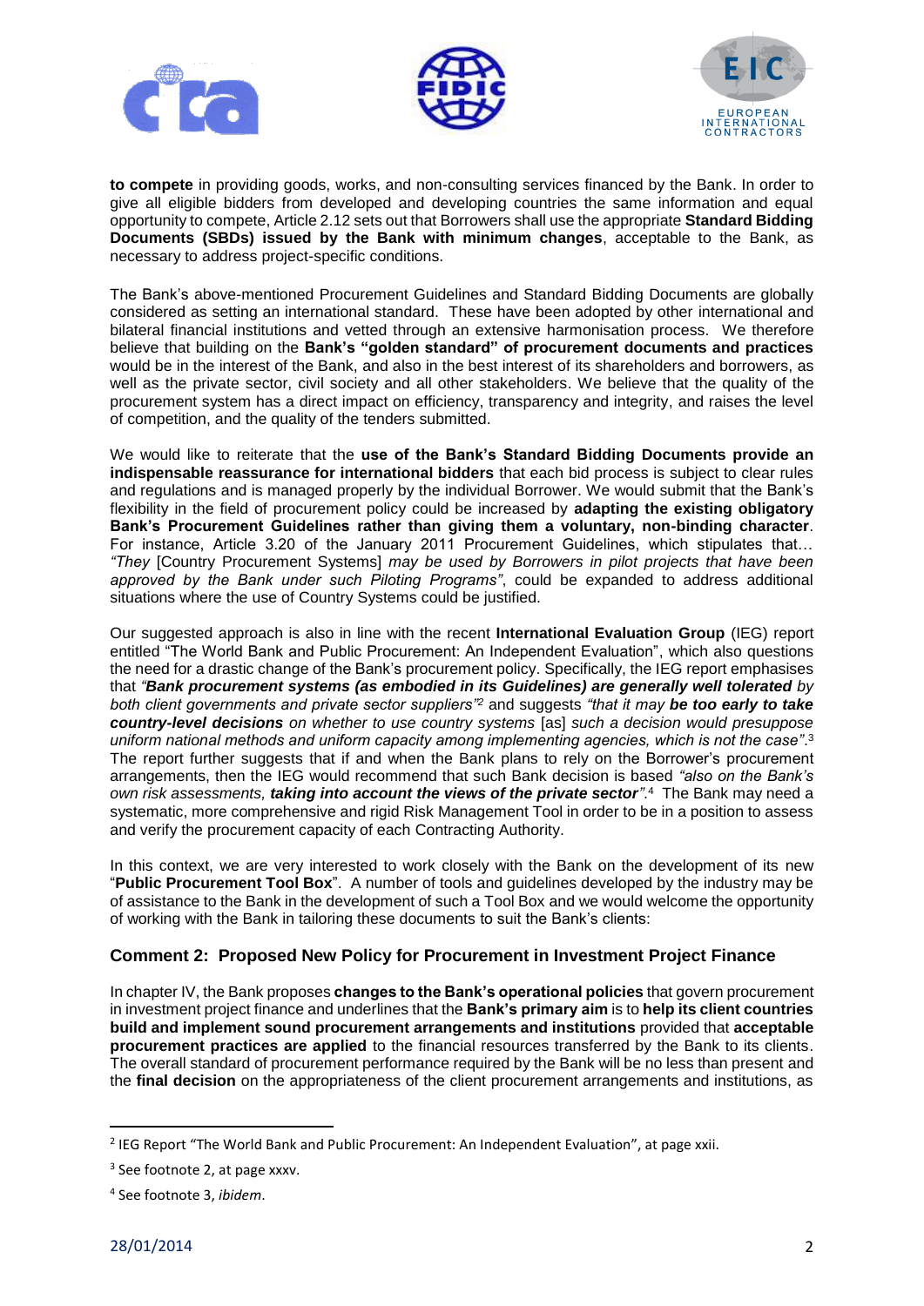**to compete** in providing goods, works, and non-consulting services financed by the Bank. In order to give all eligible bidders from developed and developing countries the same information and equal opportunity to compete, Article 2.12 sets out that Borrowers shall use the appropriate **Standard Bidding Documents (SBDs) issued by the Bank with minimum changes**, acceptable to the Bank, as necessary to address project-specific conditions.

The Bank's above-mentioned Procurement Guidelines and Standard Bidding Documents are globally considered as setting an international standard. These have been adopted by other international and bilateral financial institutions and vetted through an extensive harmonisation process. We therefore believe that building on the **Bank's "golden standard" of procurement documents and practices** would be in the interest of the Bank, and also in the best interest of its shareholders and borrowers, as well as the private sector, civil society and all other stakeholders. We believe that the quality of the procurement system has a direct impact on efficiency, transparency and integrity, and raises the level of competition, and the quality of the tenders submitted.

We would like to reiterate that the **use of the Bank's Standard Bidding Documents provide an indispensable reassurance for international bidders** that each bid process is subject to clear rules and regulations and is managed properly by the individual Borrower. We would submit that the Bank's flexibility in the field of procurement policy could be increased by **adapting the existing obligatory Bank's Procurement Guidelines rather than giving them a voluntary, non-binding character**. For instance, Article 3.20 of the January 2011 Procurement Guidelines, which stipulates that… *"They* [Country Procurement Systems] *may be used by Borrowers in pilot projects that have been approved by the Bank under such Piloting Programs"*, could be expanded to address additional situations where the use of Country Systems could be justified.

Our suggested approach is also in line with the recent **International Evaluation Group** (IEG) report entitled "The World Bank and Public Procurement: An Independent Evaluation", which also questions the need for a drastic change of the Bank's procurement policy. Specifically, the IEG report emphasises that *"**Bank procurement systems (as embodied in its Guidelines) are generally well tolerated** by both client governments and private sector suppliers"*[2] and suggests *"that it may **be too early to take country-level decisions** on whether to use country systems* [as] *such a decision would presuppose uniform national methods and uniform capacity among implementing agencies, which is not the case"*.[3] The report further suggests that if and when the Bank plans to rely on the Borrower's procurement arrangements, then the IEG would recommend that such Bank decision is based *"also on the Bank's own risk assessments, **taking into account the views of the private sector**"*.[4] The Bank may need a systematic, more comprehensive and rigid Risk Management Tool in order to be in a position to assess and verify the procurement capacity of each Contracting Authority.

In this context, we are very interested to work closely with the Bank on the development of its new "**Public Procurement Tool Box**". A number of tools and guidelines developed by the industry may be of assistance to the Bank in the development of such a Tool Box and we would welcome the opportunity of working with the Bank in tailoring these documents to suit the Bank's clients:

### Comment 2: Proposed New Policy for Procurement in Investment Project Finance

In chapter IV, the Bank proposes **changes to the Bank's operational policies** that govern procurement in investment project finance and underlines that the **Bank's primary aim** is to **help its client countries build and implement sound procurement arrangements and institutions** provided that **acceptable procurement practices are applied** to the financial resources transferred by the Bank to its clients. The overall standard of procurement performance required by the Bank will be no less than present and the **final decision** on the appropriateness of the client procurement arrangements and institutions, as

---

[2] IEG Report "The World Bank and Public Procurement: An Independent Evaluation", at page xxii.

[3] See footnote 2, at page xxxv.

[4] See footnote 3, *ibidem*.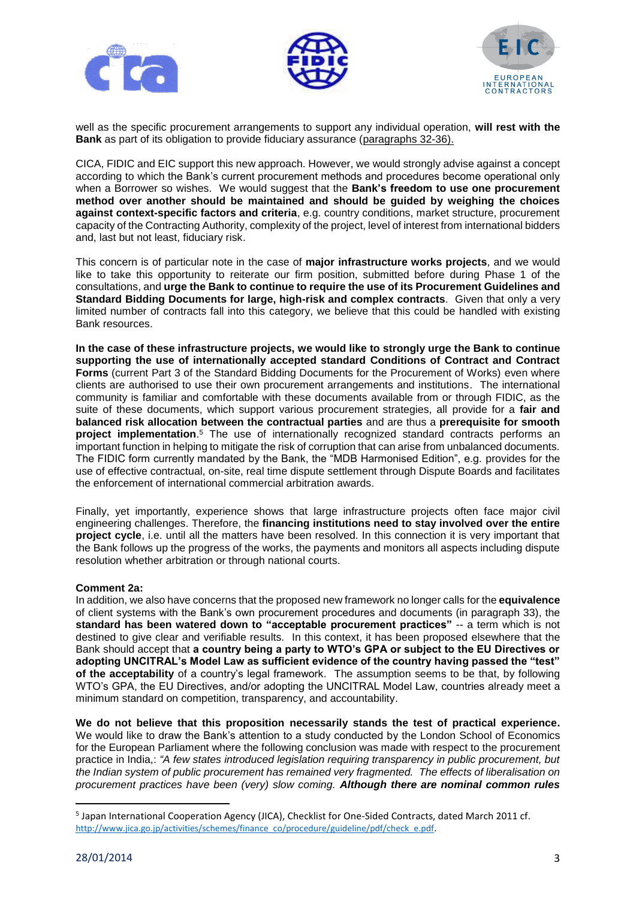well as the specific procurement arrangements to support any individual operation, **will rest with the Bank** as part of its obligation to provide fiduciary assurance (paragraphs 32-36).

CICA, FIDIC and EIC support this new approach. However, we would strongly advise against a concept according to which the Bank's current procurement methods and procedures become operational only when a Borrower so wishes. We would suggest that the **Bank's freedom to use one procurement method over another should be maintained and should be guided by weighing the choices against context-specific factors and criteria**, e.g. country conditions, market structure, procurement capacity of the Contracting Authority, complexity of the project, level of interest from international bidders and, last but not least, fiduciary risk.

This concern is of particular note in the case of **major infrastructure works projects**, and we would like to take this opportunity to reiterate our firm position, submitted before during Phase 1 of the consultations, and **urge the Bank to continue to require the use of its Procurement Guidelines and Standard Bidding Documents for large, high-risk and complex contracts**. Given that only a very limited number of contracts fall into this category, we believe that this could be handled with existing Bank resources.

**In the case of these infrastructure projects, we would like to strongly urge the Bank to continue supporting the use of internationally accepted standard Conditions of Contract and Contract Forms** (current Part 3 of the Standard Bidding Documents for the Procurement of Works) even where clients are authorised to use their own procurement arrangements and institutions. The international community is familiar and comfortable with these documents available from or through FIDIC, as the suite of these documents, which support various procurement strategies, all provide for a **fair and balanced risk allocation between the contractual parties** and are thus a **prerequisite for smooth project implementation**.[5] The use of internationally recognized standard contracts performs an important function in helping to mitigate the risk of corruption that can arise from unbalanced documents. The FIDIC form currently mandated by the Bank, the "MDB Harmonised Edition", e.g. provides for the use of effective contractual, on-site, real time dispute settlement through Dispute Boards and facilitates the enforcement of international commercial arbitration awards.

Finally, yet importantly, experience shows that large infrastructure projects often face major civil engineering challenges. Therefore, the **financing institutions need to stay involved over the entire project cycle**, i.e. until all the matters have been resolved. In this connection it is very important that the Bank follows up the progress of the works, the payments and monitors all aspects including dispute resolution whether arbitration or through national courts.

**Comment 2a:**
In addition, we also have concerns that the proposed new framework no longer calls for the **equivalence** of client systems with the Bank's own procurement procedures and documents (in paragraph 33), the **standard has been watered down to "acceptable procurement practices"** -- a term which is not destined to give clear and verifiable results. In this context, it has been proposed elsewhere that the Bank should accept that **a country being a party to WTO's GPA or subject to the EU Directives or adopting UNCITRAL's Model Law as sufficient evidence of the country having passed the "test" of the acceptability** of a country's legal framework. The assumption seems to be that, by following WTO's GPA, the EU Directives, and/or adopting the UNCITRAL Model Law, countries already meet a minimum standard on competition, transparency, and accountability.

**We do not believe that this proposition necessarily stands the test of practical experience.** We would like to draw the Bank's attention to a study conducted by the London School of Economics for the European Parliament where the following conclusion was made with respect to the procurement practice in India,: *"A few states introduced legislation requiring transparency in public procurement, but the Indian system of public procurement has remained very fragmented. The effects of liberalisation on procurement practices have been (very) slow coming.* ***Although there are nominal common rules***

---

[5] Japan International Cooperation Agency (JICA), Checklist for One-Sided Contracts, dated March 2011 cf. http://www.jica.go.jp/activities/schemes/finance_co/procedure/guideline/pdf/check_e.pdf.

28/01/2014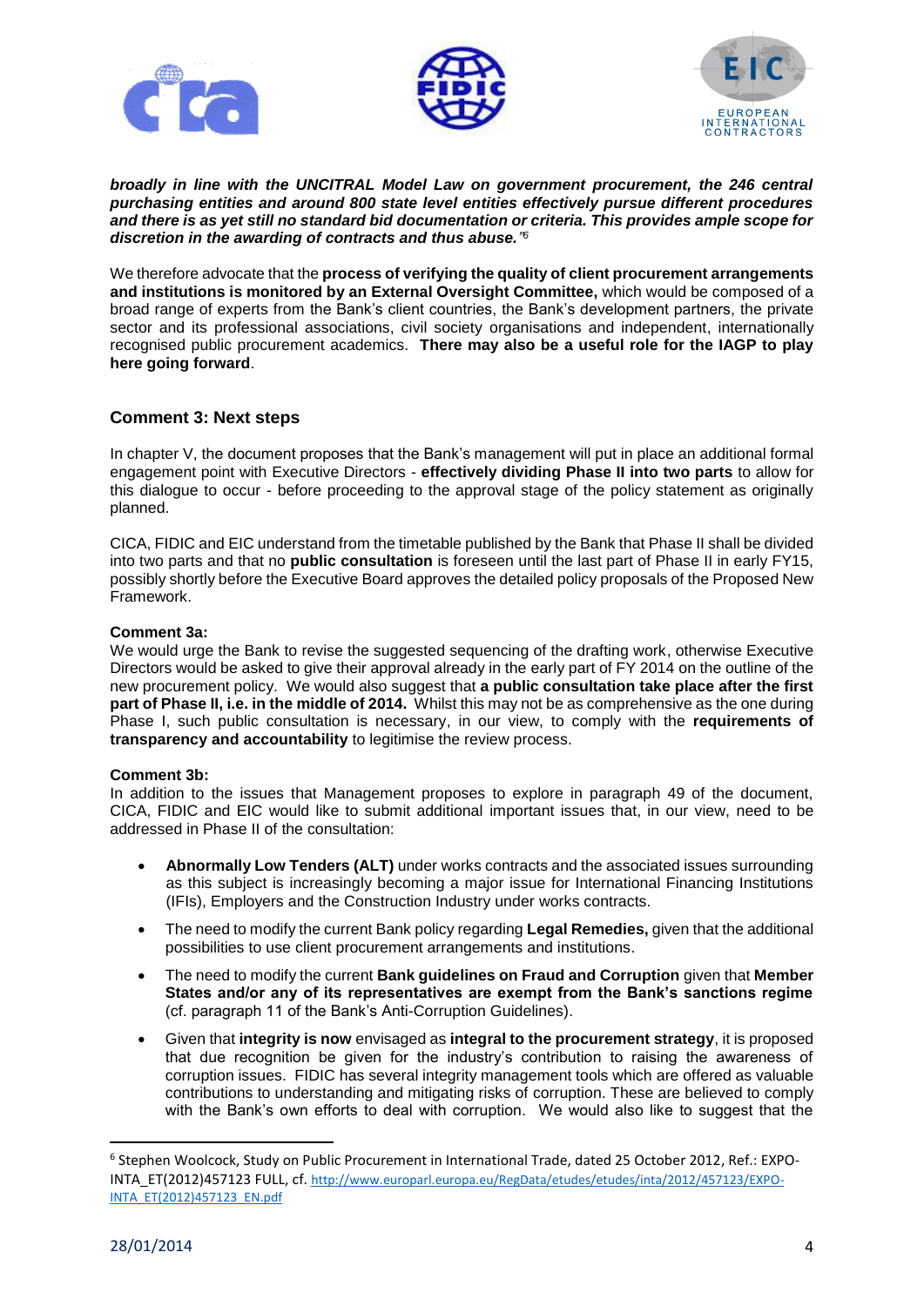***broadly in line with the UNCITRAL Model Law on government procurement, the 246 central purchasing entities and around 800 state level entities effectively pursue different procedures and there is as yet still no standard bid documentation or criteria. This provides ample scope for discretion in the awarding of contracts and thus abuse."***[6]

We therefore advocate that the **process of verifying the quality of client procurement arrangements and institutions is monitored by an External Oversight Committee,** which would be composed of a broad range of experts from the Bank's client countries, the Bank's development partners, the private sector and its professional associations, civil society organisations and independent, internationally recognised public procurement academics. **There may also be a useful role for the IAGP to play here going forward**.

## Comment 3: Next steps

In chapter V, the document proposes that the Bank's management will put in place an additional formal engagement point with Executive Directors - **effectively dividing Phase II into two parts** to allow for this dialogue to occur - before proceeding to the approval stage of the policy statement as originally planned.

CICA, FIDIC and EIC understand from the timetable published by the Bank that Phase II shall be divided into two parts and that no **public consultation** is foreseen until the last part of Phase II in early FY15, possibly shortly before the Executive Board approves the detailed policy proposals of the Proposed New Framework.

**Comment 3a:**
We would urge the Bank to revise the suggested sequencing of the drafting work, otherwise Executive Directors would be asked to give their approval already in the early part of FY 2014 on the outline of the new procurement policy. We would also suggest that **a public consultation take place after the first part of Phase II, i.e. in the middle of 2014.** Whilst this may not be as comprehensive as the one during Phase I, such public consultation is necessary, in our view, to comply with the **requirements of transparency and accountability** to legitimise the review process.

**Comment 3b:**
In addition to the issues that Management proposes to explore in paragraph 49 of the document, CICA, FIDIC and EIC would like to submit additional important issues that, in our view, need to be addressed in Phase II of the consultation:

- **Abnormally Low Tenders (ALT)** under works contracts and the associated issues surrounding as this subject is increasingly becoming a major issue for International Financing Institutions (IFIs), Employers and the Construction Industry under works contracts.
- The need to modify the current Bank policy regarding **Legal Remedies,** given that the additional possibilities to use client procurement arrangements and institutions.
- The need to modify the current **Bank guidelines on Fraud and Corruption** given that **Member States and/or any of its representatives are exempt from the Bank's sanctions regime** (cf. paragraph 11 of the Bank's Anti-Corruption Guidelines).
- Given that **integrity is now** envisaged as **integral to the procurement strategy**, it is proposed that due recognition be given for the industry's contribution to raising the awareness of corruption issues. FIDIC has several integrity management tools which are offered as valuable contributions to understanding and mitigating risks of corruption. These are believed to comply with the Bank's own efforts to deal with corruption. We would also like to suggest that the

---

[6] Stephen Woolcock, Study on Public Procurement in International Trade, dated 25 October 2012, Ref.: EXPO-INTA_ET(2012)457123 FULL, cf. http://www.europarl.europa.eu/RegData/etudes/etudes/inta/2012/457123/EXPO-INTA_ET(2012)457123_EN.pdf

28/01/2014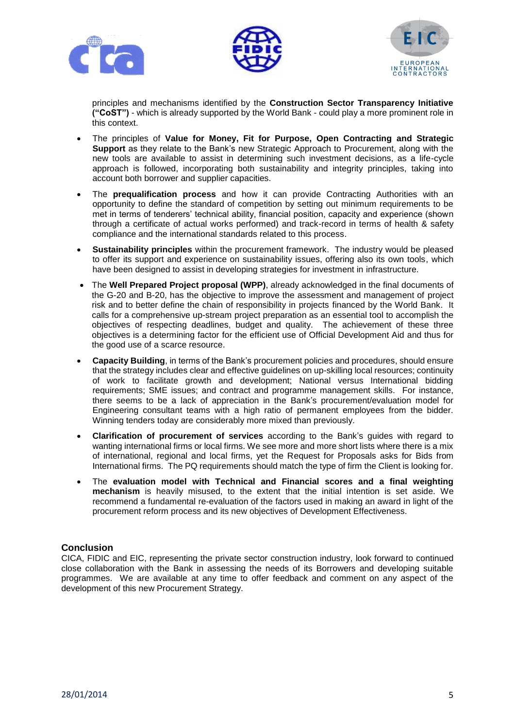principles and mechanisms identified by the **Construction Sector Transparency Initiative ("CoST")** - which is already supported by the World Bank - could play a more prominent role in this context.

- The principles of **Value for Money, Fit for Purpose, Open Contracting and Strategic Support** as they relate to the Bank's new Strategic Approach to Procurement, along with the new tools are available to assist in determining such investment decisions, as a life-cycle approach is followed, incorporating both sustainability and integrity principles, taking into account both borrower and supplier capacities.
- The **prequalification process** and how it can provide Contracting Authorities with an opportunity to define the standard of competition by setting out minimum requirements to be met in terms of tenderers' technical ability, financial position, capacity and experience (shown through a certificate of actual works performed) and track-record in terms of health & safety compliance and the international standards related to this process.
- **Sustainability principles** within the procurement framework. The industry would be pleased to offer its support and experience on sustainability issues, offering also its own tools, which have been designed to assist in developing strategies for investment in infrastructure.
- The **Well Prepared Project proposal (WPP)**, already acknowledged in the final documents of the G-20 and B-20, has the objective to improve the assessment and management of project risk and to better define the chain of responsibility in projects financed by the World Bank. It calls for a comprehensive up-stream project preparation as an essential tool to accomplish the objectives of respecting deadlines, budget and quality. The achievement of these three objectives is a determining factor for the efficient use of Official Development Aid and thus for the good use of a scarce resource.
- **Capacity Building**, in terms of the Bank's procurement policies and procedures, should ensure that the strategy includes clear and effective guidelines on up-skilling local resources; continuity of work to facilitate growth and development; National versus International bidding requirements; SME issues; and contract and programme management skills. For instance, there seems to be a lack of appreciation in the Bank's procurement/evaluation model for Engineering consultant teams with a high ratio of permanent employees from the bidder. Winning tenders today are considerably more mixed than previously.
- **Clarification of procurement of services** according to the Bank's guides with regard to wanting international firms or local firms. We see more and more short lists where there is a mix of international, regional and local firms, yet the Request for Proposals asks for Bids from International firms. The PQ requirements should match the type of firm the Client is looking for.
- The **evaluation model with Technical and Financial scores and a final weighting mechanism** is heavily misused, to the extent that the initial intention is set aside. We recommend a fundamental re-evaluation of the factors used in making an award in light of the procurement reform process and its new objectives of Development Effectiveness.

## Conclusion

CICA, FIDIC and EIC, representing the private sector construction industry, look forward to continued close collaboration with the Bank in assessing the needs of its Borrowers and developing suitable programmes. We are available at any time to offer feedback and comment on any aspect of the development of this new Procurement Strategy.